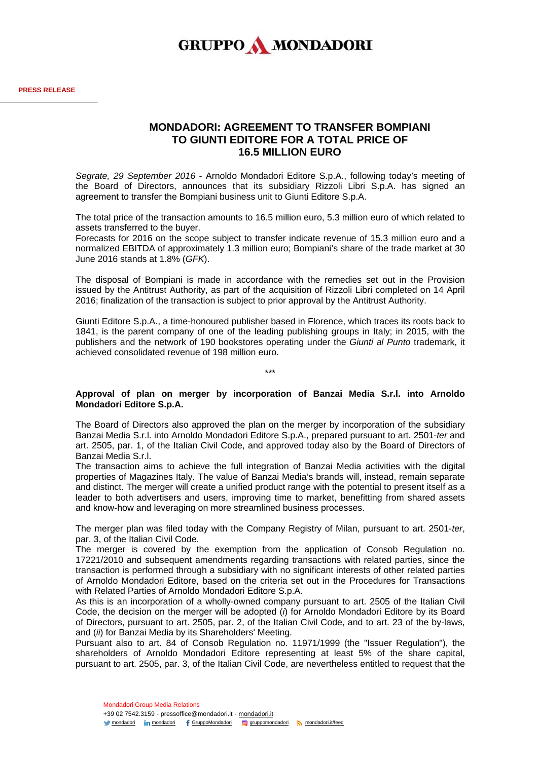PRESS RELEASE

# MONDADORI: AGREEMENT TO TRANSFER BOMPIANI TO GIUNTI EDITORE FOR A TOTAL PRICE OF 16.5 MILLION EURO

*Segrate, 29 September 2016* - Arnoldo Mondadori Editore S.p.A., following today's meeting of the Board of Directors, announces that its subsidiary Rizzoli Libri S.p.A. has signed an agreement to transfer the Bompiani business unit to Giunti Editore S.p.A.

The total price of the transaction amounts to 16.5 million euro, 5.3 million euro of which related to assets transferred to the buyer.
Forecasts for 2016 on the scope subject to transfer indicate revenue of 15.3 million euro and a normalized EBITDA of approximately 1.3 million euro; Bompiani's share of the trade market at 30 June 2016 stands at 1.8% (*GFK*).

The disposal of Bompiani is made in accordance with the remedies set out in the Provision issued by the Antitrust Authority, as part of the acquisition of Rizzoli Libri completed on 14 April 2016; finalization of the transaction is subject to prior approval by the Antitrust Authority.

Giunti Editore S.p.A., a time-honoured publisher based in Florence, which traces its roots back to 1841, is the parent company of one of the leading publishing groups in Italy; in 2015, with the publishers and the network of 190 bookstores operating under the *Giunti al Punto* trademark, it achieved consolidated revenue of 198 million euro.

\*\*\*

**Approval of plan on merger by incorporation of Banzai Media S.r.l. into Arnoldo Mondadori Editore S.p.A.**

The Board of Directors also approved the plan on the merger by incorporation of the subsidiary Banzai Media S.r.l. into Arnoldo Mondadori Editore S.p.A., prepared pursuant to art. 2501-*ter* and art. 2505, par. 1, of the Italian Civil Code, and approved today also by the Board of Directors of Banzai Media S.r.l.
The transaction aims to achieve the full integration of Banzai Media activities with the digital properties of Magazines Italy. The value of Banzai Media's brands will, instead, remain separate and distinct. The merger will create a unified product range with the potential to present itself as a leader to both advertisers and users, improving time to market, benefitting from shared assets and know-how and leveraging on more streamlined business processes.

The merger plan was filed today with the Company Registry of Milan, pursuant to art. 2501-*ter*, par. 3, of the Italian Civil Code.
The merger is covered by the exemption from the application of Consob Regulation no. 17221/2010 and subsequent amendments regarding transactions with related parties, since the transaction is performed through a subsidiary with no significant interests of other related parties of Arnoldo Mondadori Editore, based on the criteria set out in the Procedures for Transactions with Related Parties of Arnoldo Mondadori Editore S.p.A.
As this is an incorporation of a wholly-owned company pursuant to art. 2505 of the Italian Civil Code, the decision on the merger will be adopted (*i*) for Arnoldo Mondadori Editore by its Board of Directors, pursuant to art. 2505, par. 2, of the Italian Civil Code, and to art. 23 of the by-laws, and (*ii*) for Banzai Media by its Shareholders' Meeting.
Pursuant also to art. 84 of Consob Regulation no. 11971/1999 (the "Issuer Regulation"), the shareholders of Arnoldo Mondadori Editore representing at least 5% of the share capital, pursuant to art. 2505, par. 3, of the Italian Civil Code, are nevertheless entitled to request that the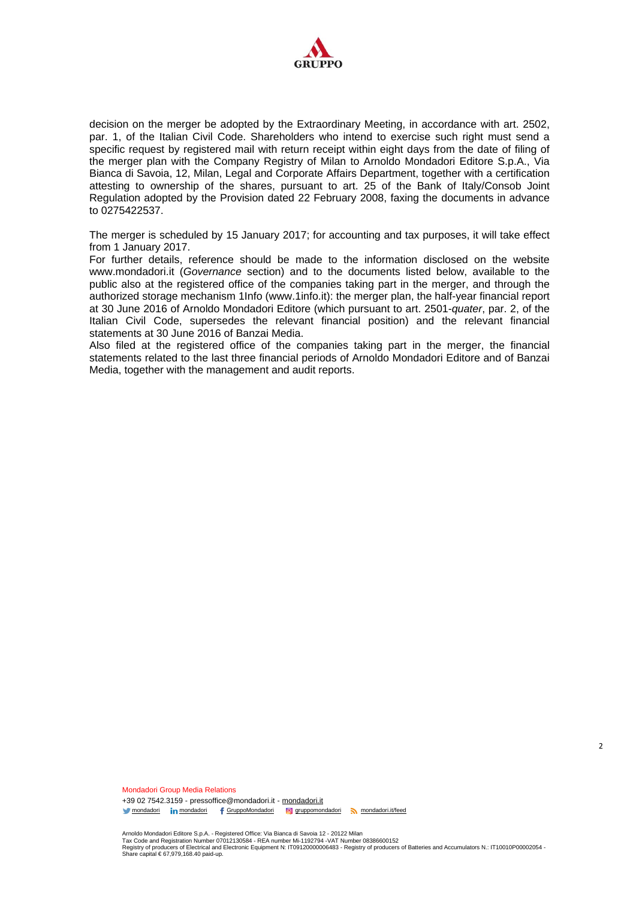decision on the merger be adopted by the Extraordinary Meeting, in accordance with art. 2502, par. 1, of the Italian Civil Code. Shareholders who intend to exercise such right must send a specific request by registered mail with return receipt within eight days from the date of filing of the merger plan with the Company Registry of Milan to Arnoldo Mondadori Editore S.p.A., Via Bianca di Savoia, 12, Milan, Legal and Corporate Affairs Department, together with a certification attesting to ownership of the shares, pursuant to art. 25 of the Bank of Italy/Consob Joint Regulation adopted by the Provision dated 22 February 2008, faxing the documents in advance to 0275422537.

The merger is scheduled by 15 January 2017; for accounting and tax purposes, it will take effect from 1 January 2017.
For further details, reference should be made to the information disclosed on the website www.mondadori.it (*Governance* section) and to the documents listed below, available to the public also at the registered office of the companies taking part in the merger, and through the authorized storage mechanism 1Info (www.1info.it): the merger plan, the half-year financial report at 30 June 2016 of Arnoldo Mondadori Editore (which pursuant to art. 2501-*quater*, par. 2, of the Italian Civil Code, supersedes the relevant financial position) and the relevant financial statements at 30 June 2016 of Banzai Media.
Also filed at the registered office of the companies taking part in the merger, the financial statements related to the last three financial periods of Arnoldo Mondadori Editore and of Banzai Media, together with the management and audit reports.

Mondadori Group Media Relations
+39 02 7542.3159 - pressoffice@mondadori.it - mondadori.it
mondadori mondadori GruppoMondadori gruppomondadori mondadori.it/feed

Arnoldo Mondadori Editore S.p.A. - Registered Office: Via Bianca di Savoia 12 - 20122 Milan
Tax Code and Registration Number 07012130584 - REA number Mi-1192794 -VAT Number 08386600152
Registry of producers of Electrical and Electronic Equipment N: IT09120000006483 - Registry of producers of Batteries and Accumulators N.: IT10010P00002054 - Share capital € 67,979,168.40 paid-up.